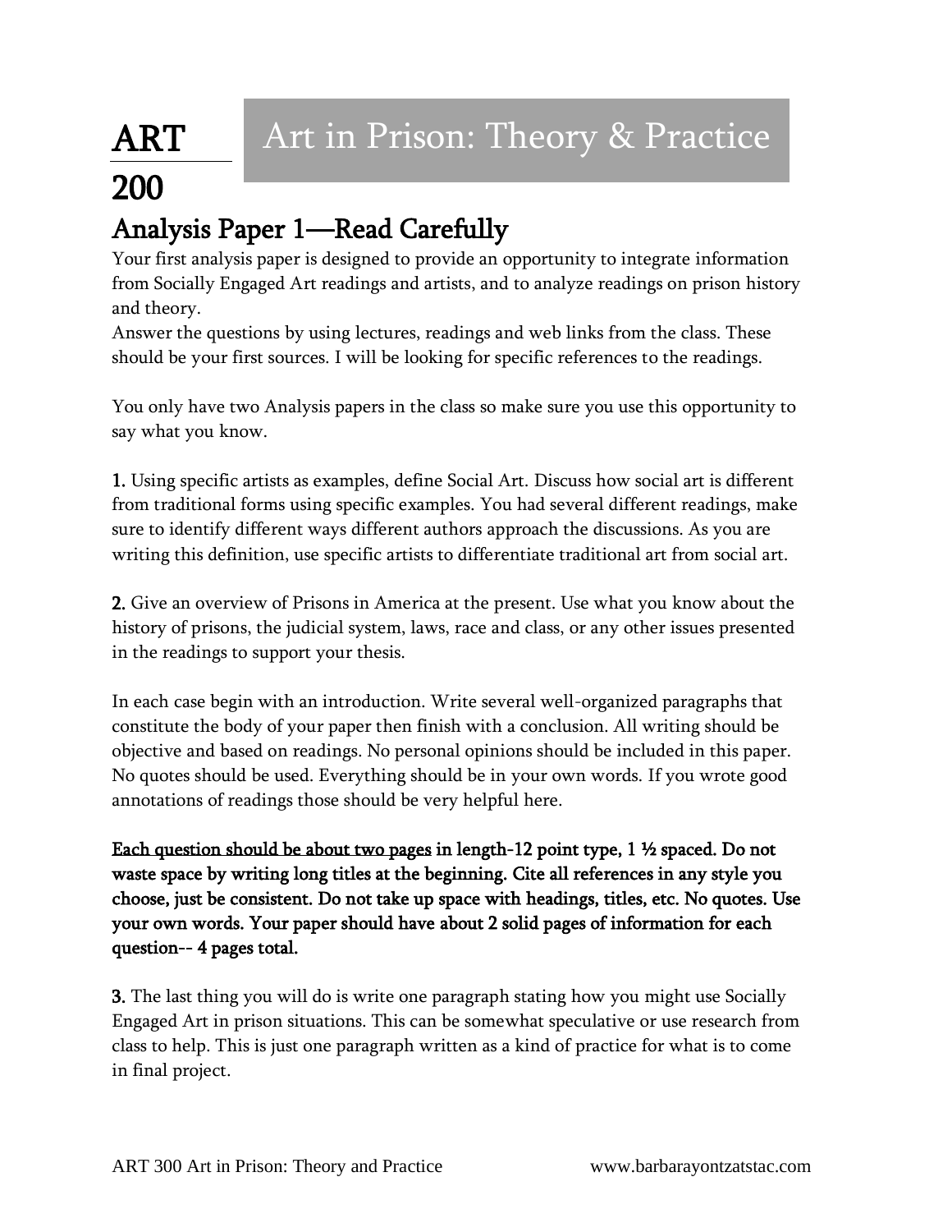# ART 200

## Art in Prison: Theory & Practice

## Analysis Paper 1—Read Carefully

Your first analysis paper is designed to provide an opportunity to integrate information from Socially Engaged Art readings and artists, and to analyze readings on prison history and theory.

Answer the questions by using lectures, readings and web links from the class. These should be your first sources. I will be looking for specific references to the readings.

You only have two Analysis papers in the class so make sure you use this opportunity to say what you know.

**1.** Using specific artists as examples, define Social Art. Discuss how social art is different from traditional forms using specific examples. You had several different readings, make sure to identify different ways different authors approach the discussions. As you are writing this definition, use specific artists to differentiate traditional art from social art.

**2.** Give an overview of Prisons in America at the present. Use what you know about the history of prisons, the judicial system, laws, race and class, or any other issues presented in the readings to support your thesis.

In each case begin with an introduction. Write several well-organized paragraphs that constitute the body of your paper then finish with a conclusion. All writing should be objective and based on readings. No personal opinions should be included in this paper. No quotes should be used. Everything should be in your own words. If you wrote good annotations of readings those should be very helpful here.

**<u>Each question should be about two pages</u> in length-12 point type, 1 ½ spaced. Do not waste space by writing long titles at the beginning. Cite all references in any style you choose, just be consistent. Do not take up space with headings, titles, etc. No quotes. Use your own words. Your paper should have about 2 solid pages of information for each question-- 4 pages total.**

**3.** The last thing you will do is write one paragraph stating how you might use Socially Engaged Art in prison situations. This can be somewhat speculative or use research from class to help. This is just one paragraph written as a kind of practice for what is to come in final project.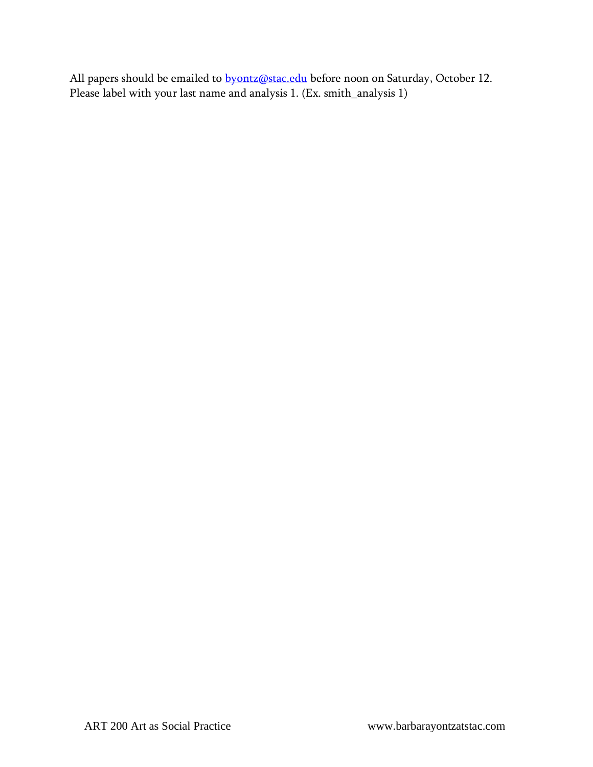All papers should be emailed to [byontz@stac.edu](mailto:byontz@stac.edu) before noon on Saturday, October 12. Please label with your last name and analysis 1. (Ex. smith_analysis 1)